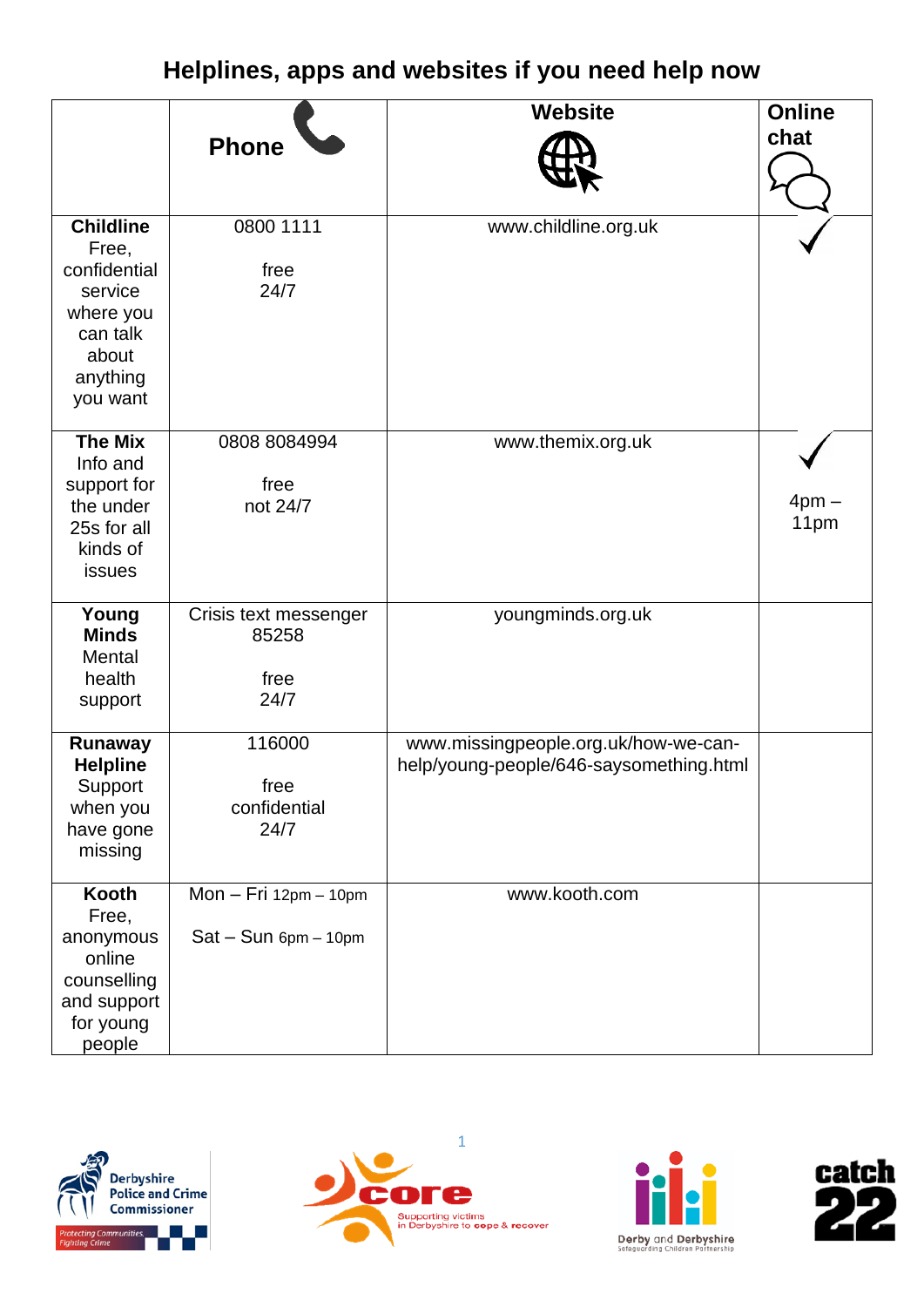# Helplines, apps and websites if you need help now

| | Phone | Website | Online chat |
|---|---|---|---|
| **Childline** Free, confidential service where you can talk about anything you want | 0800 1111<br><br>free<br>24/7 | www.childline.org.uk | ✓ |
| **The Mix** Info and support for the under 25s for all kinds of issues | 0808 8084994<br><br>free<br>not 24/7 | www.themix.org.uk | ✓<br><br>4pm – 11pm |
| **Young Minds** Mental health support | Crisis text messenger 85258<br><br>free<br>24/7 | youngminds.org.uk | |
| **Runaway Helpline** Support when you have gone missing | 116000<br><br>free<br>confidential<br>24/7 | www.missingpeople.org.uk/how-we-can-help/young-people/646-saysomething.html | |
| **Kooth** Free, anonymous online counselling and support for young people | Mon – Fri 12pm – 10pm<br><br>Sat – Sun 6pm – 10pm | www.kooth.com | |

Derbyshire Police and Crime Commissioner — Protecting Communities, Fighting Crime

core — Supporting victims in Derbyshire to cope & recover

Derby and Derbyshire Safeguarding Children Partnership

catch 22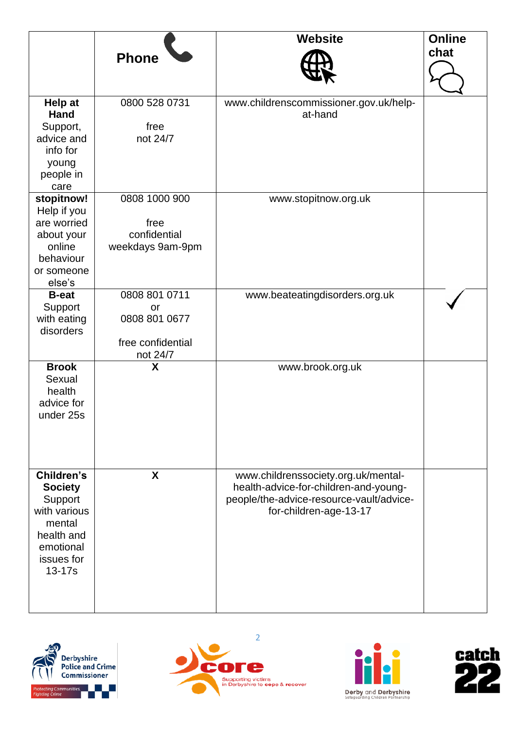| | Phone | Website | Online chat |
|---|---|---|---|
| **Help at Hand** Support, advice and info for young people in care | 0800 528 0731<br><br>free<br>not 24/7 | www.childrenscommissioner.gov.uk/help-at-hand | |
| **stopitnow!** Help if you are worried about your online behaviour or someone else's | 0808 1000 900<br><br>free<br>confidential<br>weekdays 9am-9pm | www.stopitnow.org.uk | |
| **B-eat** Support with eating disorders | 0808 801 0711<br>or<br>0808 801 0677<br><br>free confidential<br>not 24/7 | www.beateatingdisorders.org.uk | ✓ |
| **Brook** Sexual health advice for under 25s | X | www.brook.org.uk | |
| **Children's Society** Support with various mental health and emotional issues for 13-17s | X | www.childrenssociety.org.uk/mental-health-advice-for-children-and-young-people/the-advice-resource-vault/advice-for-children-age-13-17 | |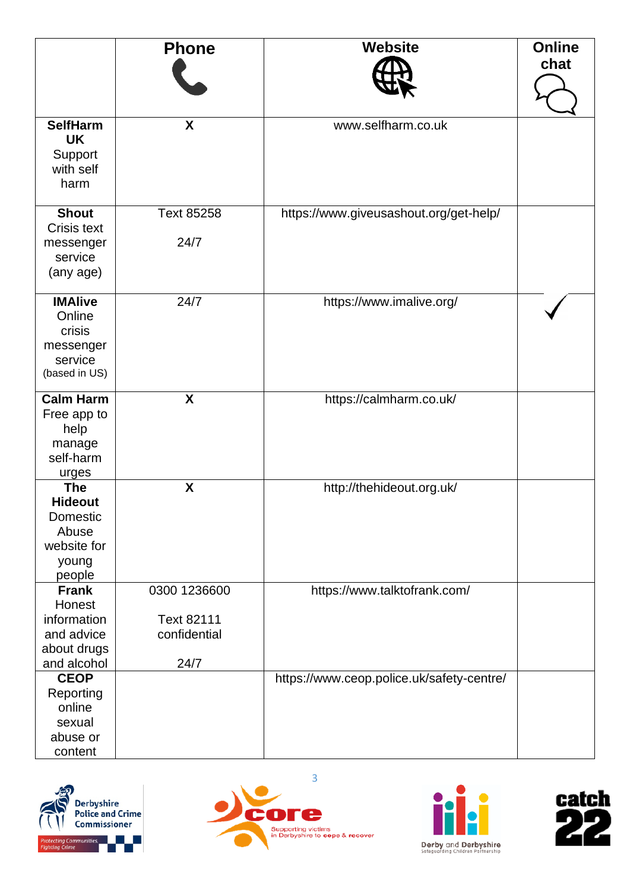| | Phone | Website | Online chat |
|---|---|---|---|
| **SelfHarm UK** Support with self harm | X | www.selfharm.co.uk | |
| **Shout** Crisis text messenger service (any age) | Text 85258<br><br>24/7 | https://www.giveusashout.org/get-help/ | |
| **IMAlive** Online crisis messenger service (based in US) | 24/7 | https://www.imalive.org/ | ✓ |
| **Calm Harm** Free app to help manage self-harm urges | X | https://calmharm.co.uk/ | |
| **The Hideout** Domestic Abuse website for young people | X | http://thehideout.org.uk/ | |
| **Frank** Honest information and advice about drugs and alcohol | 0300 1236600<br><br>Text 82111 confidential<br><br>24/7 | https://www.talktofrank.com/ | |
| **CEOP** Reporting online sexual abuse or content | | https://www.ceop.police.uk/safety-centre/ | |

Derbyshire Police and Crime Commissioner — Protecting Communities, Fighting Crime

core — Supporting victims in Derbyshire to cope & recover

Derby and Derbyshire Safeguarding Children Partnership

catch 22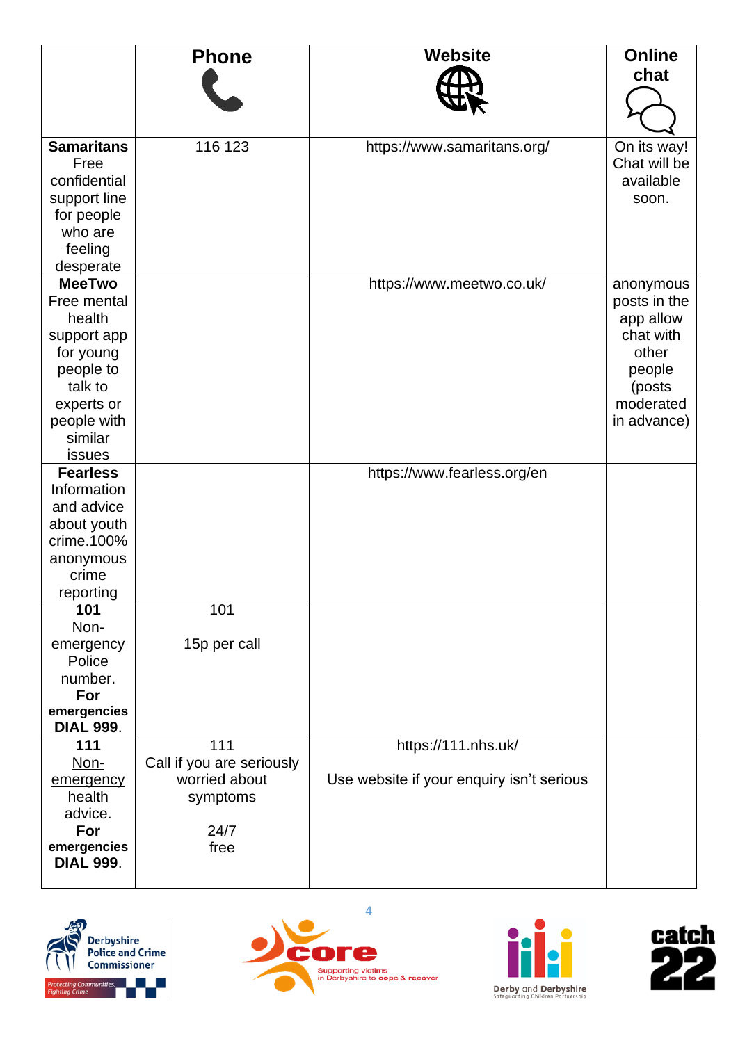| | Phone | Website | Online chat |
|---|---|---|---|
| **Samaritans** Free confidential support line for people who are feeling desperate | 116 123 | https://www.samaritans.org/ | On its way! Chat will be available soon. |
| **MeeTwo** Free mental health support app for young people to talk to experts or people with similar issues | | https://www.meetwo.co.uk/ | anonymous posts in the app allow chat with other people (posts moderated in advance) |
| **Fearless** Information and advice about youth crime.100% anonymous crime reporting | | https://www.fearless.org/en | |
| **101** Non-emergency Police number. **For emergencies DIAL 999**. | 101<br><br>15p per call | | |
| **111** <u>Non-emergency</u> health advice. **For emergencies DIAL 999**. | 111<br>Call if you are seriously worried about symptoms<br><br>24/7<br>free | https://111.nhs.uk/<br><br>Use website if your enquiry isn't serious | |

Derbyshire Police and Crime Commissioner — Protecting Communities, Fighting Crime

core — Supporting victims in Derbyshire to cope & recover

Derby and Derbyshire Safeguarding Children Partnership

catch 22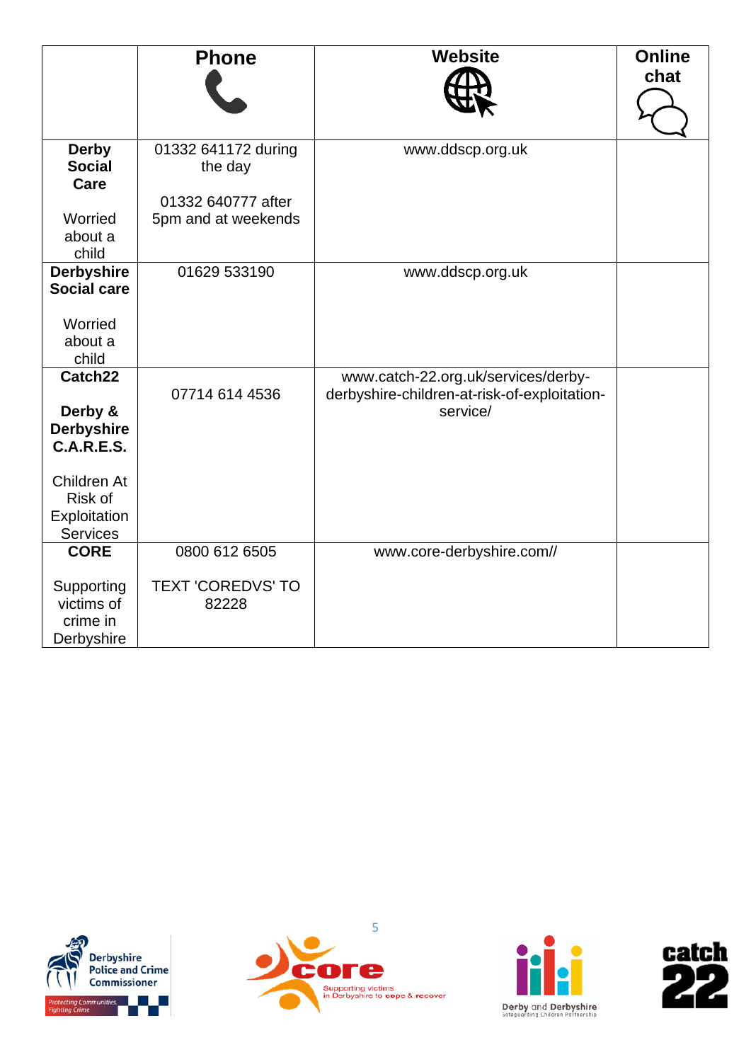| | Phone | Website | Online chat |
|---|---|---|---|
| **Derby Social Care**<br><br>Worried about a child | 01332 641172 during the day<br><br>01332 640777 after 5pm and at weekends | www.ddscp.org.uk | |
| **Derbyshire Social care**<br><br>Worried about a child | 01629 533190 | www.ddscp.org.uk | |
| **Catch22**<br><br>**Derby & Derbyshire C.A.R.E.S.**<br><br>Children At Risk of Exploitation Services | 07714 614 4536 | www.catch-22.org.uk/services/derby-derbyshire-children-at-risk-of-exploitation-service/ | |
| **CORE**<br><br>Supporting victims of crime in Derbyshire | 0800 612 6505<br><br>TEXT 'COREDVS' TO 82228 | www.core-derbyshire.com// | |